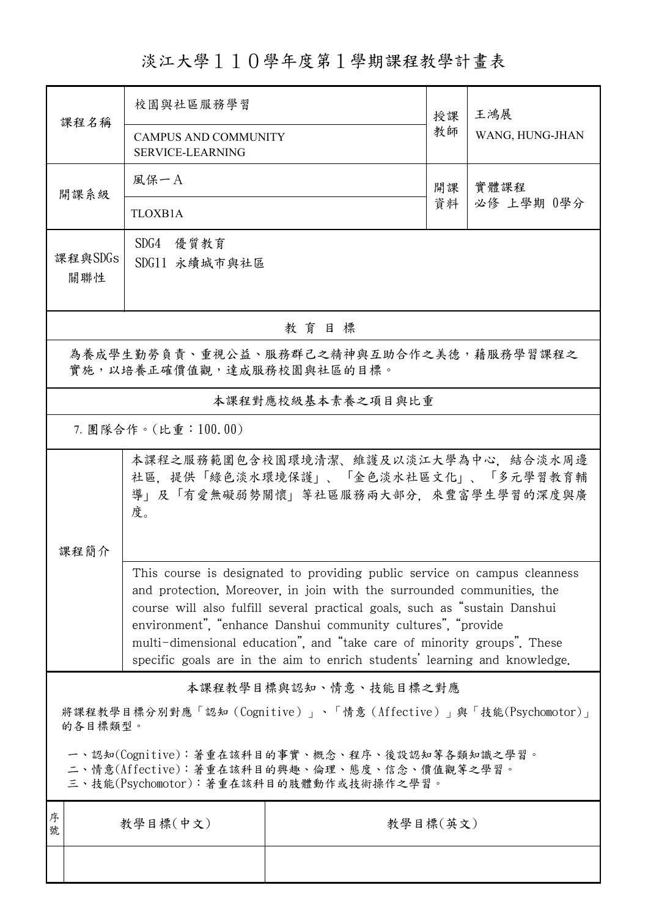# 淡江大學１１０學年度第１學期課程教學計畫表

| 課程名稱 | 校園與社區服務學習<br>CAMPUS AND COMMUNITY SERVICE-LEARNING | 授課教師 | 王鴻展<br>WANG, HUNG-JHAN |
| --- | --- | --- | --- |
| 開課系級 | 風保一A<br>TLOXB1A | 開課資料 | 實體課程<br>必修 上學期 0學分 |
| 課程與SDGs關聯性 | SDG4 優質教育<br>SDG11 永續城市與社區 | | |

## 教育目標

為養成學生勤勞負責、重視公益、服務群己之精神與互助合作之美德，藉服務學習課程之實施，以培養正確價值觀，達成服務校園與社區的目標。

## 本課程對應校級基本素養之項目與比重

7. 團隊合作。(比重：100.00)

## 課程簡介

本課程之服務範圍包含校園環境清潔、維護及以淡江大學為中心，結合淡水周邊社區，提供「綠色淡水環境保護」、「金色淡水社區文化」、「多元學習教育輔導」及「有愛無礙弱勢關懷」等社區服務兩大部分，來豐富學生學習的深度與廣度。

This course is designated to providing public service on campus cleanness and protection. Moreover, in join with the surrounded communities, the course will also fulfill several practical goals, such as "sustain Danshui environment", "enhance Danshui community cultures", "provide multi-dimensional education", and "take care of minority groups". These specific goals are in the aim to enrich students' learning and knowledge.

## 本課程教學目標與認知、情意、技能目標之對應

將課程教學目標分別對應「認知（Cognitive）」、「情意（Affective）」與「技能(Psychomotor)」的各目標類型。

一、認知(Cognitive)：著重在該科目的事實、概念、程序、後設認知等各類知識之學習。
二、情意(Affective)：著重在該科目的興趣、倫理、態度、信念、價值觀等之學習。
三、技能(Psychomotor)：著重在該科目的肢體動作或技術操作之學習。

| 序號 | 教學目標(中文) | 教學目標(英文) |
| --- | --- | --- |
| | | |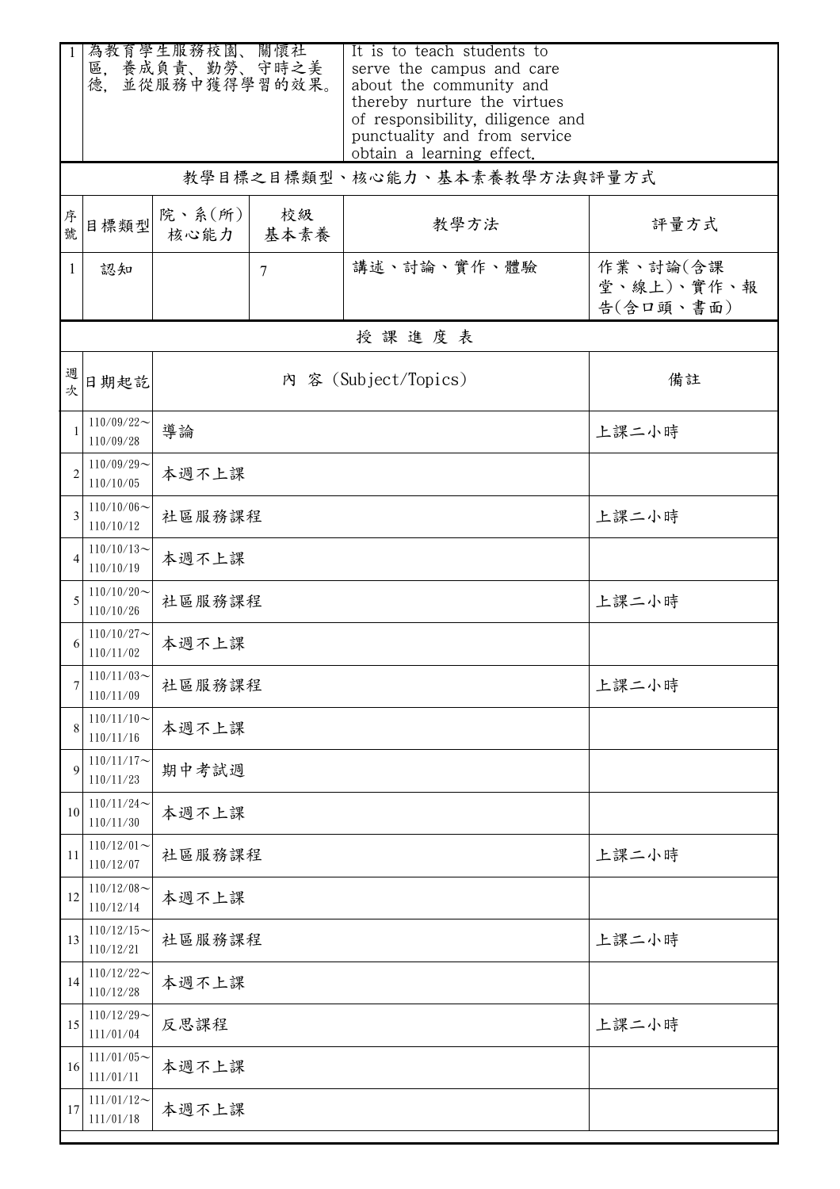| 1 | 為教育學生服務校園、關懷社區，養成負責、勤勞、守時之美德，並從服務中獲得學習的效果。 | It is to teach students to serve the campus and care about the community and thereby nurture the virtues of responsibility, diligence and punctuality and from service obtain a learning effect. |
|---|---|---|

## 教學目標之目標類型、核心能力、基本素養教學方法與評量方式

| 序號 | 目標類型 | 院、系(所)核心能力 | 校級基本素養 | 教學方法 | 評量方式 |
|---|---|---|---|---|---|
| 1 | 認知 | | 7 | 講述、討論、實作、體驗 | 作業、討論(含課堂、線上)、實作、報告(含口頭、書面) |

## 授課進度表

| 週次 | 日期起訖 | 內 容 (Subject/Topics) | 備註 |
|---|---|---|---|
| 1 | 110/09/22～110/09/28 | 導論 | 上課二小時 |
| 2 | 110/09/29～110/10/05 | 本週不上課 | |
| 3 | 110/10/06～110/10/12 | 社區服務課程 | 上課二小時 |
| 4 | 110/10/13～110/10/19 | 本週不上課 | |
| 5 | 110/10/20～110/10/26 | 社區服務課程 | 上課二小時 |
| 6 | 110/10/27～110/11/02 | 本週不上課 | |
| 7 | 110/11/03～110/11/09 | 社區服務課程 | 上課二小時 |
| 8 | 110/11/10～110/11/16 | 本週不上課 | |
| 9 | 110/11/17～110/11/23 | 期中考試週 | |
| 10 | 110/11/24～110/11/30 | 本週不上課 | |
| 11 | 110/12/01～110/12/07 | 社區服務課程 | 上課二小時 |
| 12 | 110/12/08～110/12/14 | 本週不上課 | |
| 13 | 110/12/15～110/12/21 | 社區服務課程 | 上課二小時 |
| 14 | 110/12/22～110/12/28 | 本週不上課 | |
| 15 | 110/12/29～111/01/04 | 反思課程 | 上課二小時 |
| 16 | 111/01/05～111/01/11 | 本週不上課 | |
| 17 | 111/01/12～111/01/18 | 本週不上課 | |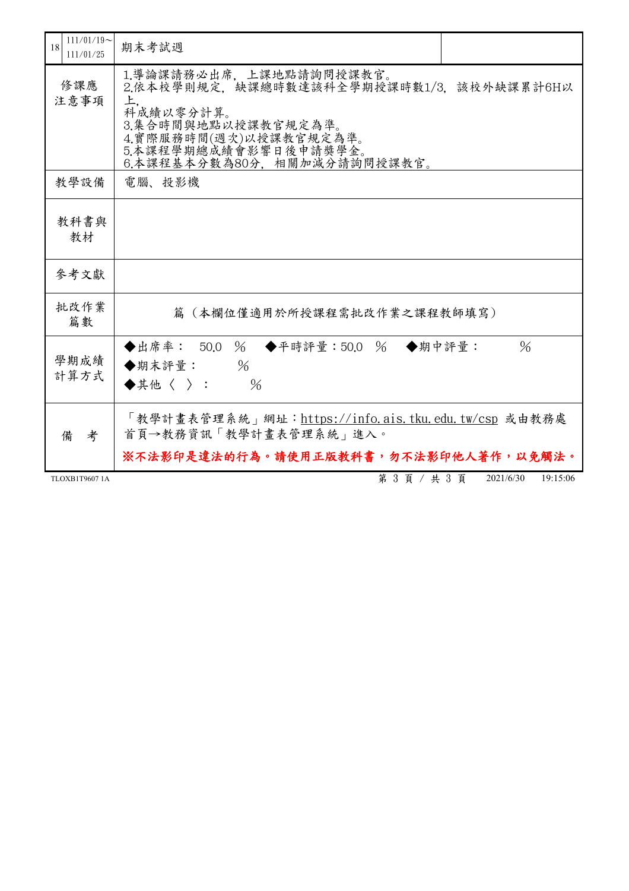| | | | |
|---|---|---|---|
| 18 | 111/01/19～<br>111/01/25 | 期末考試週 | |
| 修課應<br>注意事項 | 1.導論課請務必出席，上課地點請詢問授課教官。<br>2.依本校學則規定，缺課總時數達該科全學期授課時數1/3，該校外缺課累計6H以上，<br>科成績以零分計算。<br>3.集合時間與地點以授課教官規定為準。<br>4.實際服務時間(週次)以授課教官規定為準。<br>5.本課程學期總成績會影響日後申請獎學金。<br>6.本課程基本分數為80分，相關加減分請詢問授課教官。 | | |
| 教學設備 | 電腦、投影機 | | |
| 教科書與<br>教材 | | | |
| 參考文獻 | | | |
| 批改作業<br>篇數 | 篇（本欄位僅適用於所授課程需批改作業之課程教師填寫） | | |
| 學期成績<br>計算方式 | ◆出席率： 50.0 ％　◆平時評量：50.0 ％　◆期中評量：　　％<br>◆期末評量：　　％<br>◆其他〈 〉：　　％ | | |
| 備　考 | 「教學計畫表管理系統」網址：https://info.ais.tku.edu.tw/csp 或由教務處首頁→教務資訊「教學計畫表管理系統」進入。<br>**※不法影印是違法的行為。請使用正版教科書，勿不法影印他人著作，以免觸法。** | | |

TLOXB1T9607 1A　　2021/6/30　19:15:06